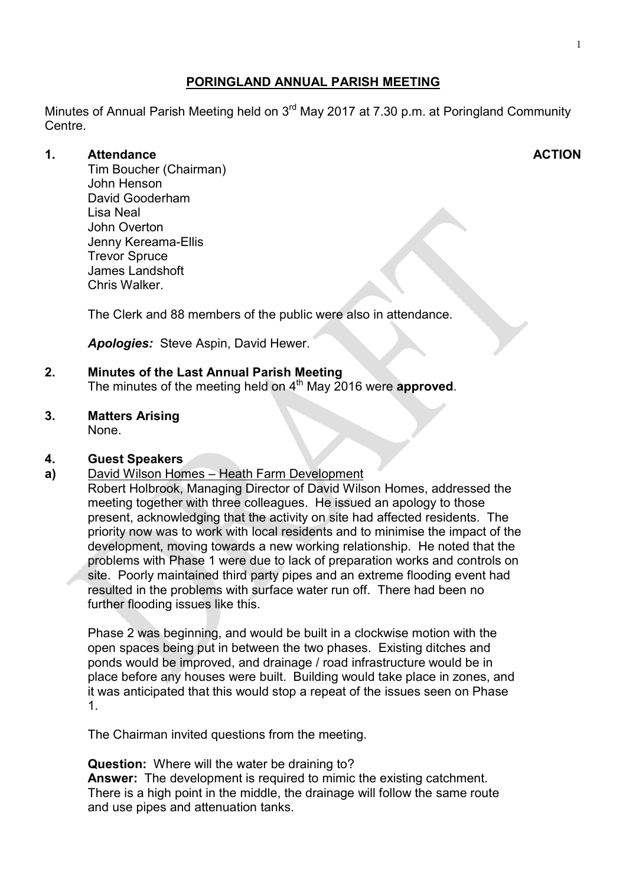# PORINGLAND ANNUAL PARISH MEETING

Minutes of Annual Parish Meeting held on 3rd May 2017 at 7.30 p.m. at Poringland Community Centre.

**1. Attendance** **ACTION**

Tim Boucher (Chairman)
John Henson
David Gooderham
Lisa Neal
John Overton
Jenny Kereama-Ellis
Trevor Spruce
James Landshoft
Chris Walker.

The Clerk and 88 members of the public were also in attendance.

***Apologies:*** Steve Aspin, David Hewer.

**2. Minutes of the Last Annual Parish Meeting**

The minutes of the meeting held on 4th May 2016 were **approved**.

**3. Matters Arising**

None.

**4. Guest Speakers**

**a)** David Wilson Homes – Heath Farm Development

Robert Holbrook, Managing Director of David Wilson Homes, addressed the meeting together with three colleagues. He issued an apology to those present, acknowledging that the activity on site had affected residents. The priority now was to work with local residents and to minimise the impact of the development, moving towards a new working relationship. He noted that the problems with Phase 1 were due to lack of preparation works and controls on site. Poorly maintained third party pipes and an extreme flooding event had resulted in the problems with surface water run off. There had been no further flooding issues like this.

Phase 2 was beginning, and would be built in a clockwise motion with the open spaces being put in between the two phases. Existing ditches and ponds would be improved, and drainage / road infrastructure would be in place before any houses were built. Building would take place in zones, and it was anticipated that this would stop a repeat of the issues seen on Phase 1.

The Chairman invited questions from the meeting.

**Question:** Where will the water be draining to?
**Answer:** The development is required to mimic the existing catchment. There is a high point in the middle, the drainage will follow the same route and use pipes and attenuation tanks.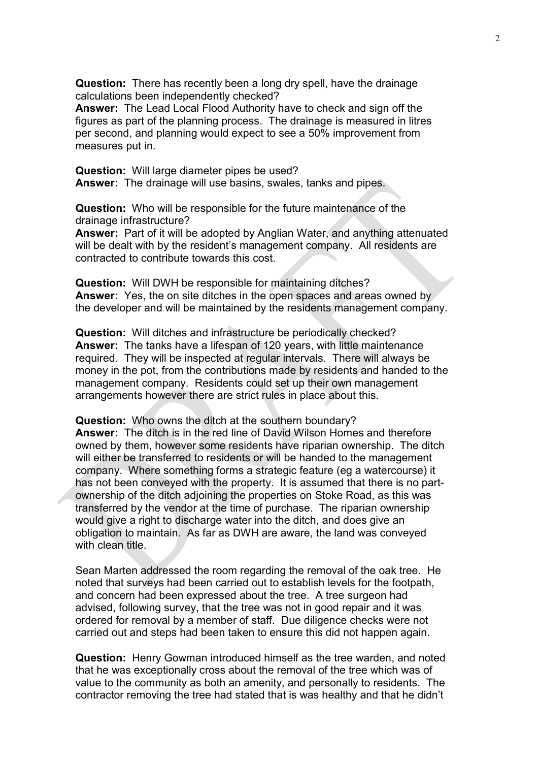**Question:** There has recently been a long dry spell, have the drainage calculations been independently checked?
**Answer:** The Lead Local Flood Authority have to check and sign off the figures as part of the planning process. The drainage is measured in litres per second, and planning would expect to see a 50% improvement from measures put in.

**Question:** Will large diameter pipes be used?
**Answer:** The drainage will use basins, swales, tanks and pipes.

**Question:** Who will be responsible for the future maintenance of the drainage infrastructure?
**Answer:** Part of it will be adopted by Anglian Water, and anything attenuated will be dealt with by the resident's management company. All residents are contracted to contribute towards this cost.

**Question:** Will DWH be responsible for maintaining ditches?
**Answer:** Yes, the on site ditches in the open spaces and areas owned by the developer and will be maintained by the residents management company.

**Question:** Will ditches and infrastructure be periodically checked?
**Answer:** The tanks have a lifespan of 120 years, with little maintenance required. They will be inspected at regular intervals. There will always be money in the pot, from the contributions made by residents and handed to the management company. Residents could set up their own management arrangements however there are strict rules in place about this.

**Question:** Who owns the ditch at the southern boundary?
**Answer:** The ditch is in the red line of David Wilson Homes and therefore owned by them, however some residents have riparian ownership. The ditch will either be transferred to residents or will be handed to the management company. Where something forms a strategic feature (eg a watercourse) it has not been conveyed with the property. It is assumed that there is no part-ownership of the ditch adjoining the properties on Stoke Road, as this was transferred by the vendor at the time of purchase. The riparian ownership would give a right to discharge water into the ditch, and does give an obligation to maintain. As far as DWH are aware, the land was conveyed with clean title.

Sean Marten addressed the room regarding the removal of the oak tree. He noted that surveys had been carried out to establish levels for the footpath, and concern had been expressed about the tree. A tree surgeon had advised, following survey, that the tree was not in good repair and it was ordered for removal by a member of staff. Due diligence checks were not carried out and steps had been taken to ensure this did not happen again.

**Question:** Henry Gowman introduced himself as the tree warden, and noted that he was exceptionally cross about the removal of the tree which was of value to the community as both an amenity, and personally to residents. The contractor removing the tree had stated that is was healthy and that he didn't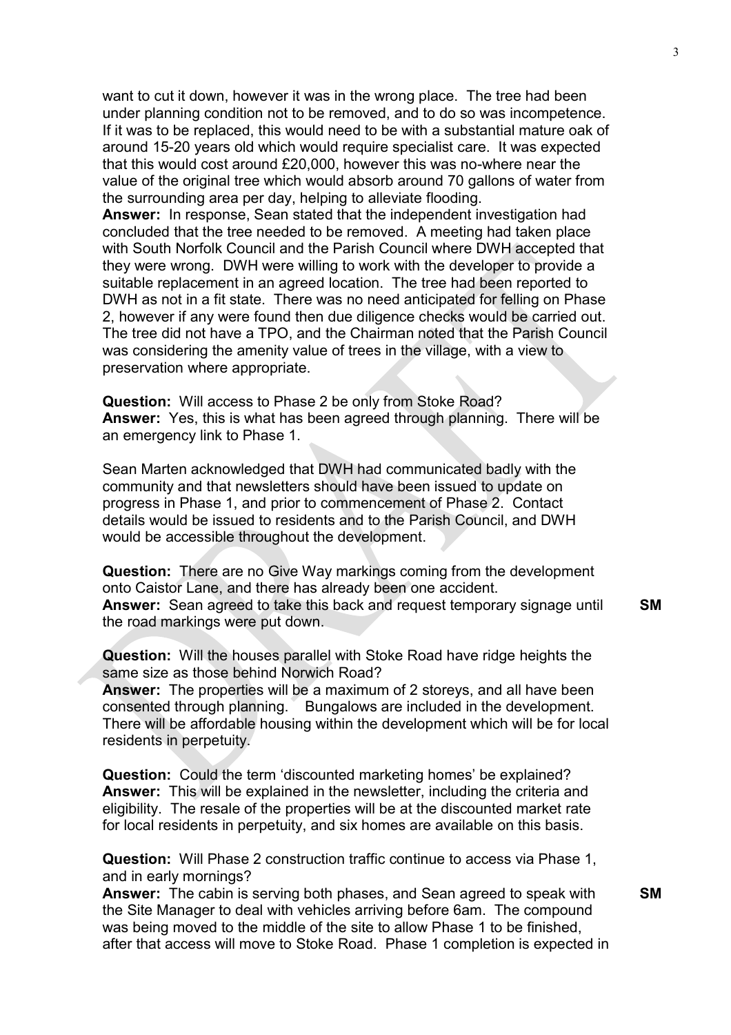want to cut it down, however it was in the wrong place. The tree had been under planning condition not to be removed, and to do so was incompetence. If it was to be replaced, this would need to be with a substantial mature oak of around 15-20 years old which would require specialist care. It was expected that this would cost around £20,000, however this was no-where near the value of the original tree which would absorb around 70 gallons of water from the surrounding area per day, helping to alleviate flooding.

**Answer:** In response, Sean stated that the independent investigation had concluded that the tree needed to be removed. A meeting had taken place with South Norfolk Council and the Parish Council where DWH accepted that they were wrong. DWH were willing to work with the developer to provide a suitable replacement in an agreed location. The tree had been reported to DWH as not in a fit state. There was no need anticipated for felling on Phase 2, however if any were found then due diligence checks would be carried out. The tree did not have a TPO, and the Chairman noted that the Parish Council was considering the amenity value of trees in the village, with a view to preservation where appropriate.

**Question:** Will access to Phase 2 be only from Stoke Road?
**Answer:** Yes, this is what has been agreed through planning. There will be an emergency link to Phase 1.

Sean Marten acknowledged that DWH had communicated badly with the community and that newsletters should have been issued to update on progress in Phase 1, and prior to commencement of Phase 2. Contact details would be issued to residents and to the Parish Council, and DWH would be accessible throughout the development.

**Question:** There are no Give Way markings coming from the development onto Caistor Lane, and there has already been one accident.
**Answer:** Sean agreed to take this back and request temporary signage until the road markings were put down. **SM**

**Question:** Will the houses parallel with Stoke Road have ridge heights the same size as those behind Norwich Road?
**Answer:** The properties will be a maximum of 2 storeys, and all have been consented through planning. Bungalows are included in the development. There will be affordable housing within the development which will be for local residents in perpetuity.

**Question:** Could the term 'discounted marketing homes' be explained?
**Answer:** This will be explained in the newsletter, including the criteria and eligibility. The resale of the properties will be at the discounted market rate for local residents in perpetuity, and six homes are available on this basis.

**Question:** Will Phase 2 construction traffic continue to access via Phase 1, and in early mornings?
**Answer:** The cabin is serving both phases, and Sean agreed to speak with the Site Manager to deal with vehicles arriving before 6am. The compound was being moved to the middle of the site to allow Phase 1 to be finished, after that access will move to Stoke Road. Phase 1 completion is expected in **SM**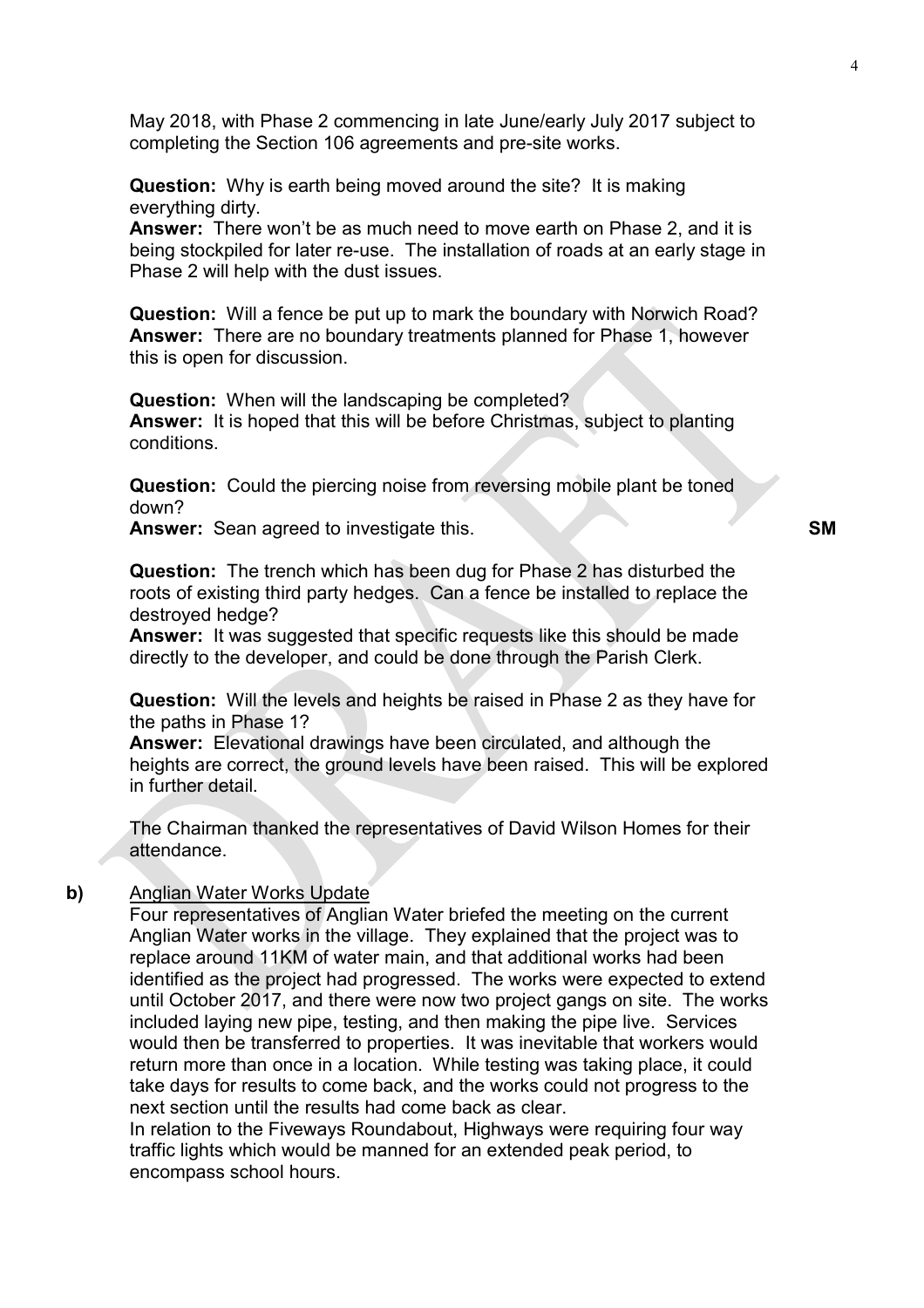May 2018, with Phase 2 commencing in late June/early July 2017 subject to completing the Section 106 agreements and pre-site works.

**Question:** Why is earth being moved around the site? It is making everything dirty.
**Answer:** There won't be as much need to move earth on Phase 2, and it is being stockpiled for later re-use. The installation of roads at an early stage in Phase 2 will help with the dust issues.

**Question:** Will a fence be put up to mark the boundary with Norwich Road?
**Answer:** There are no boundary treatments planned for Phase 1, however this is open for discussion.

**Question:** When will the landscaping be completed?
**Answer:** It is hoped that this will be before Christmas, subject to planting conditions.

**Question:** Could the piercing noise from reversing mobile plant be toned down?
**Answer:** Sean agreed to investigate this. **SM**

**Question:** The trench which has been dug for Phase 2 has disturbed the roots of existing third party hedges. Can a fence be installed to replace the destroyed hedge?
**Answer:** It was suggested that specific requests like this should be made directly to the developer, and could be done through the Parish Clerk.

**Question:** Will the levels and heights be raised in Phase 2 as they have for the paths in Phase 1?
**Answer:** Elevational drawings have been circulated, and although the heights are correct, the ground levels have been raised. This will be explored in further detail.

The Chairman thanked the representatives of David Wilson Homes for their attendance.

**b)** <u>Anglian Water Works Update</u>

Four representatives of Anglian Water briefed the meeting on the current Anglian Water works in the village. They explained that the project was to replace around 11KM of water main, and that additional works had been identified as the project had progressed. The works were expected to extend until October 2017, and there were now two project gangs on site. The works included laying new pipe, testing, and then making the pipe live. Services would then be transferred to properties. It was inevitable that workers would return more than once in a location. While testing was taking place, it could take days for results to come back, and the works could not progress to the next section until the results had come back as clear.
In relation to the Fiveways Roundabout, Highways were requiring four way traffic lights which would be manned for an extended peak period, to encompass school hours.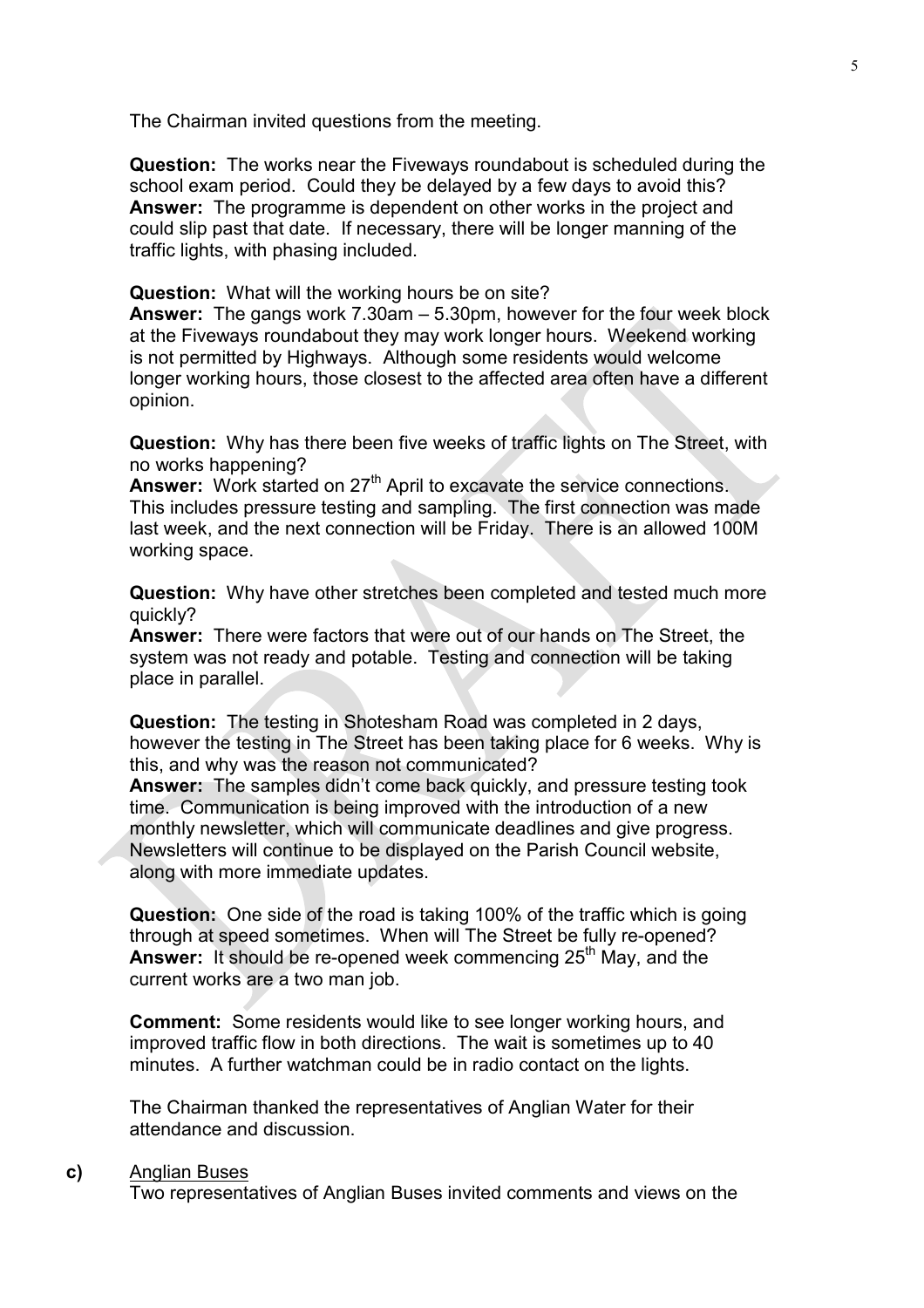The Chairman invited questions from the meeting.

**Question:** The works near the Fiveways roundabout is scheduled during the school exam period. Could they be delayed by a few days to avoid this?
**Answer:** The programme is dependent on other works in the project and could slip past that date. If necessary, there will be longer manning of the traffic lights, with phasing included.

**Question:** What will the working hours be on site?
**Answer:** The gangs work 7.30am – 5.30pm, however for the four week block at the Fiveways roundabout they may work longer hours. Weekend working is not permitted by Highways. Although some residents would welcome longer working hours, those closest to the affected area often have a different opinion.

**Question:** Why has there been five weeks of traffic lights on The Street, with no works happening?
**Answer:** Work started on 27th April to excavate the service connections. This includes pressure testing and sampling. The first connection was made last week, and the next connection will be Friday. There is an allowed 100M working space.

**Question:** Why have other stretches been completed and tested much more quickly?
**Answer:** There were factors that were out of our hands on The Street, the system was not ready and potable. Testing and connection will be taking place in parallel.

**Question:** The testing in Shotesham Road was completed in 2 days, however the testing in The Street has been taking place for 6 weeks. Why is this, and why was the reason not communicated?
**Answer:** The samples didn't come back quickly, and pressure testing took time. Communication is being improved with the introduction of a new monthly newsletter, which will communicate deadlines and give progress. Newsletters will continue to be displayed on the Parish Council website, along with more immediate updates.

**Question:** One side of the road is taking 100% of the traffic which is going through at speed sometimes. When will The Street be fully re-opened?
**Answer:** It should be re-opened week commencing 25th May, and the current works are a two man job.

**Comment:** Some residents would like to see longer working hours, and improved traffic flow in both directions. The wait is sometimes up to 40 minutes. A further watchman could be in radio contact on the lights.

The Chairman thanked the representatives of Anglian Water for their attendance and discussion.

**c)** Anglian Buses

Two representatives of Anglian Buses invited comments and views on the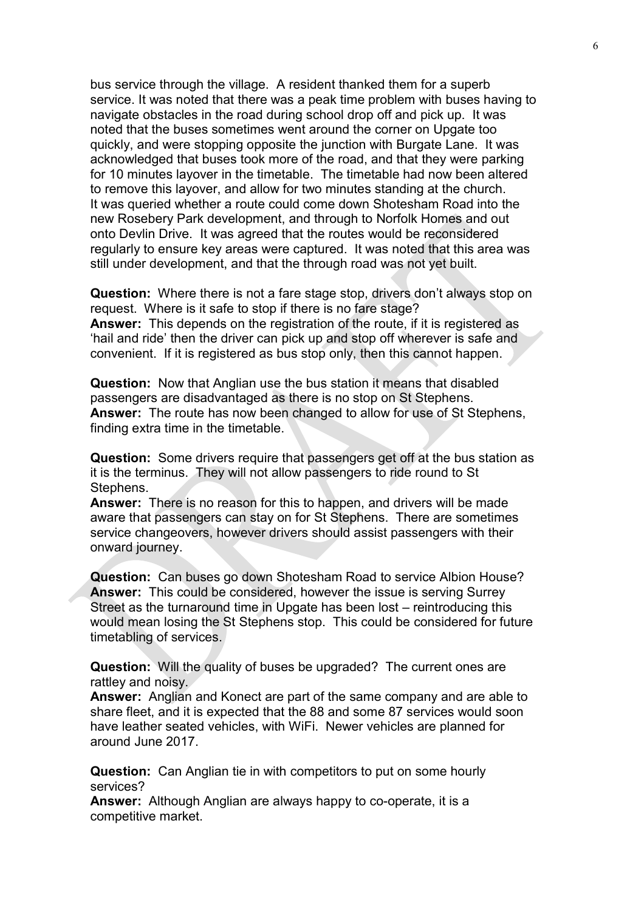bus service through the village. A resident thanked them for a superb service. It was noted that there was a peak time problem with buses having to navigate obstacles in the road during school drop off and pick up. It was noted that the buses sometimes went around the corner on Upgate too quickly, and were stopping opposite the junction with Burgate Lane. It was acknowledged that buses took more of the road, and that they were parking for 10 minutes layover in the timetable. The timetable had now been altered to remove this layover, and allow for two minutes standing at the church. It was queried whether a route could come down Shotesham Road into the new Rosebery Park development, and through to Norfolk Homes and out onto Devlin Drive. It was agreed that the routes would be reconsidered regularly to ensure key areas were captured. It was noted that this area was still under development, and that the through road was not yet built.

**Question:** Where there is not a fare stage stop, drivers don't always stop on request. Where is it safe to stop if there is no fare stage?
**Answer:** This depends on the registration of the route, if it is registered as 'hail and ride' then the driver can pick up and stop off wherever is safe and convenient. If it is registered as bus stop only, then this cannot happen.

**Question:** Now that Anglian use the bus station it means that disabled passengers are disadvantaged as there is no stop on St Stephens.
**Answer:** The route has now been changed to allow for use of St Stephens, finding extra time in the timetable.

**Question:** Some drivers require that passengers get off at the bus station as it is the terminus. They will not allow passengers to ride round to St Stephens.
**Answer:** There is no reason for this to happen, and drivers will be made aware that passengers can stay on for St Stephens. There are sometimes service changeovers, however drivers should assist passengers with their onward journey.

**Question:** Can buses go down Shotesham Road to service Albion House?
**Answer:** This could be considered, however the issue is serving Surrey Street as the turnaround time in Upgate has been lost – reintroducing this would mean losing the St Stephens stop. This could be considered for future timetabling of services.

**Question:** Will the quality of buses be upgraded? The current ones are rattley and noisy.
**Answer:** Anglian and Konect are part of the same company and are able to share fleet, and it is expected that the 88 and some 87 services would soon have leather seated vehicles, with WiFi. Newer vehicles are planned for around June 2017.

**Question:** Can Anglian tie in with competitors to put on some hourly services?
**Answer:** Although Anglian are always happy to co-operate, it is a competitive market.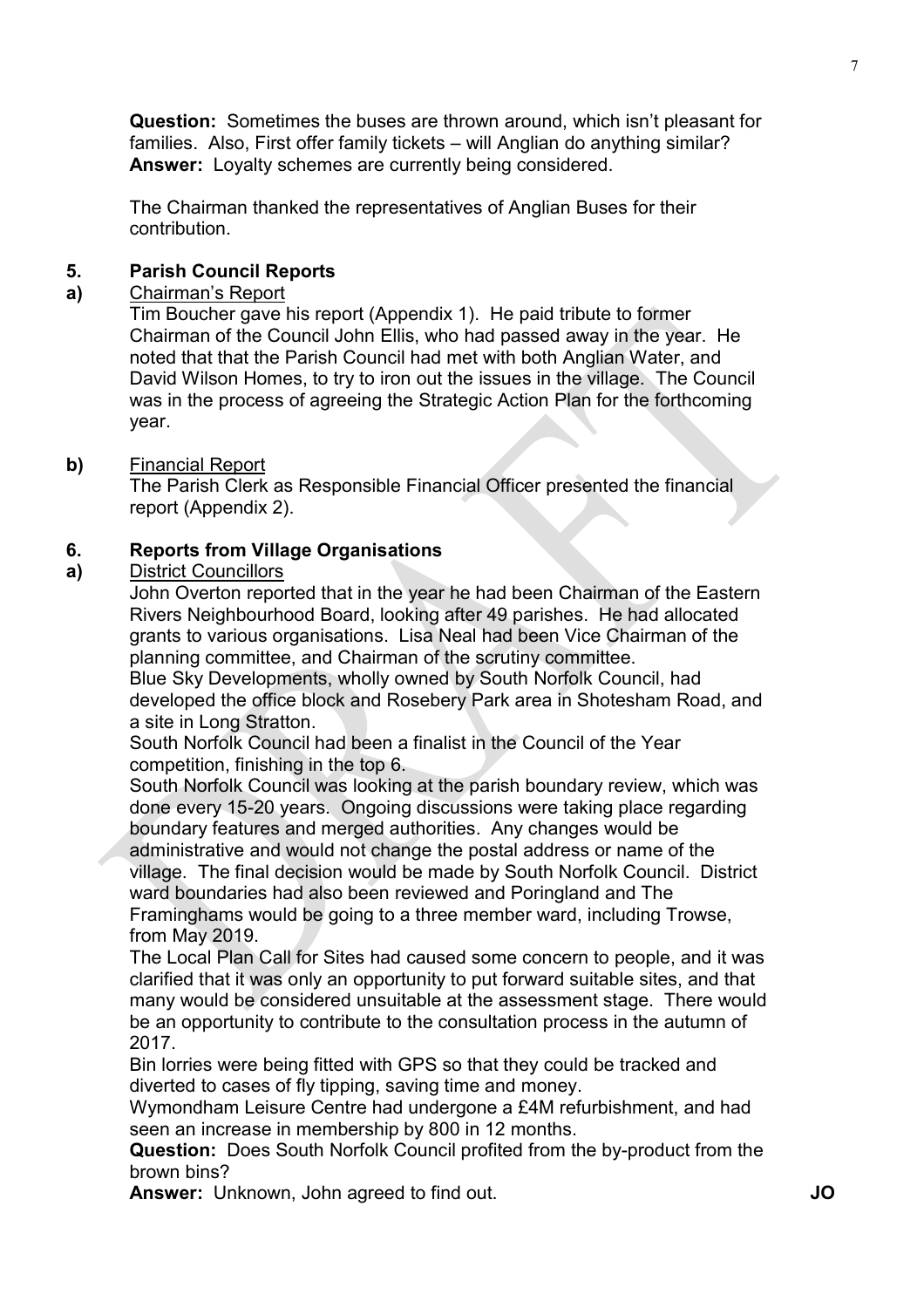**Question:** Sometimes the buses are thrown around, which isn't pleasant for families. Also, First offer family tickets – will Anglian do anything similar?
**Answer:** Loyalty schemes are currently being considered.

The Chairman thanked the representatives of Anglian Buses for their contribution.

## 5. Parish Council Reports

**a)** <u>Chairman's Report</u>

Tim Boucher gave his report (Appendix 1). He paid tribute to former Chairman of the Council John Ellis, who had passed away in the year. He noted that that the Parish Council had met with both Anglian Water, and David Wilson Homes, to try to iron out the issues in the village. The Council was in the process of agreeing the Strategic Action Plan for the forthcoming year.

**b)** <u>Financial Report</u>

The Parish Clerk as Responsible Financial Officer presented the financial report (Appendix 2).

## 6. Reports from Village Organisations

**a)** <u>District Councillors</u>

John Overton reported that in the year he had been Chairman of the Eastern Rivers Neighbourhood Board, looking after 49 parishes. He had allocated grants to various organisations. Lisa Neal had been Vice Chairman of the planning committee, and Chairman of the scrutiny committee.

Blue Sky Developments, wholly owned by South Norfolk Council, had developed the office block and Rosebery Park area in Shotesham Road, and a site in Long Stratton.

South Norfolk Council had been a finalist in the Council of the Year competition, finishing in the top 6.

South Norfolk Council was looking at the parish boundary review, which was done every 15-20 years. Ongoing discussions were taking place regarding boundary features and merged authorities. Any changes would be administrative and would not change the postal address or name of the village. The final decision would be made by South Norfolk Council. District ward boundaries had also been reviewed and Poringland and The Framinghams would be going to a three member ward, including Trowse, from May 2019.

The Local Plan Call for Sites had caused some concern to people, and it was clarified that it was only an opportunity to put forward suitable sites, and that many would be considered unsuitable at the assessment stage. There would be an opportunity to contribute to the consultation process in the autumn of 2017.

Bin lorries were being fitted with GPS so that they could be tracked and diverted to cases of fly tipping, saving time and money.

Wymondham Leisure Centre had undergone a £4M refurbishment, and had seen an increase in membership by 800 in 12 months.

**Question:** Does South Norfolk Council profited from the by-product from the brown bins?

**Answer:** Unknown, John agreed to find out. **JO**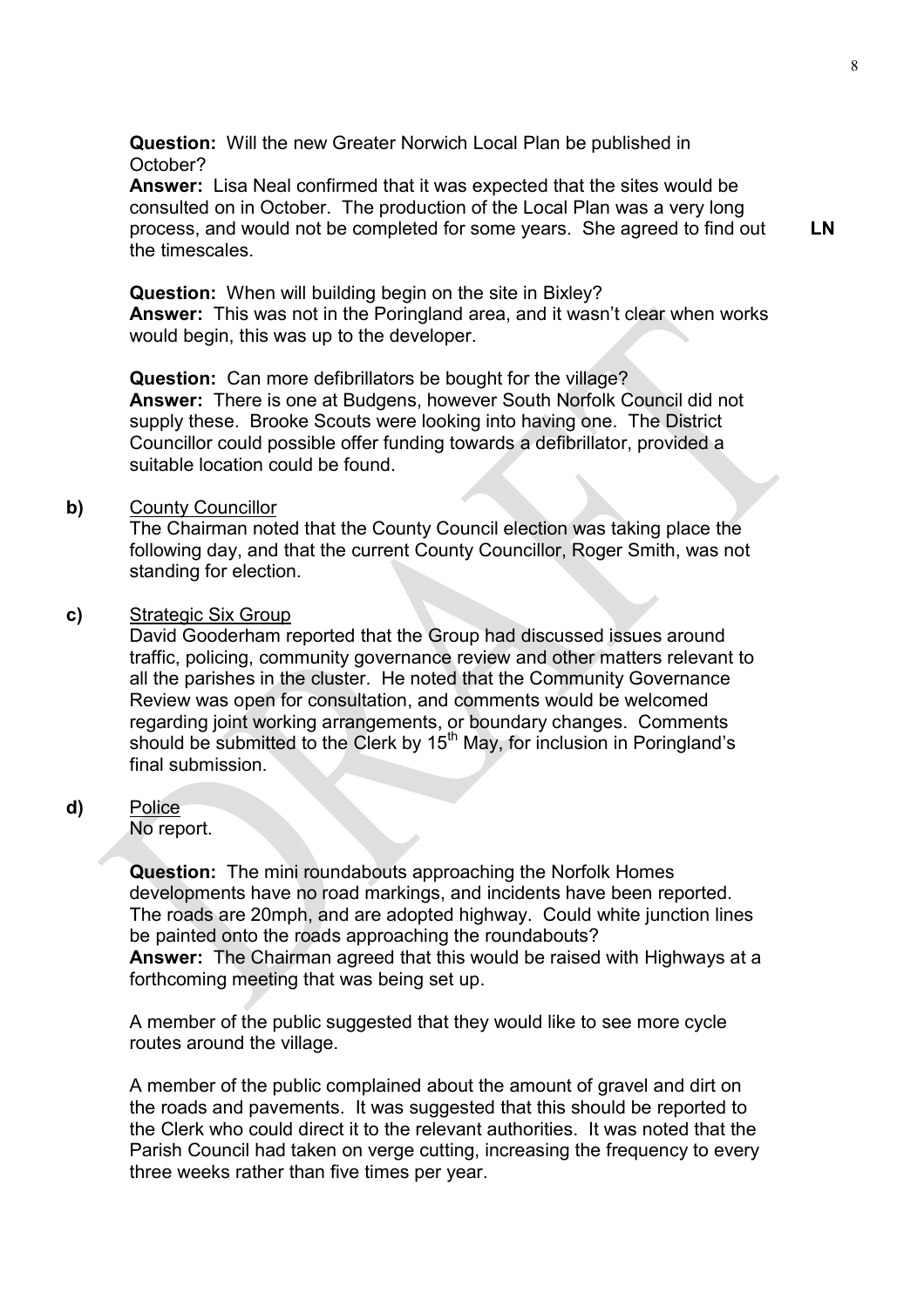**Question:** Will the new Greater Norwich Local Plan be published in October?

**Answer:** Lisa Neal confirmed that it was expected that the sites would be consulted on in October. The production of the Local Plan was a very long process, and would not be completed for some years. She agreed to find out the timescales. **LN**

**Question:** When will building begin on the site in Bixley?

**Answer:** This was not in the Poringland area, and it wasn't clear when works would begin, this was up to the developer.

**Question:** Can more defibrillators be bought for the village?

**Answer:** There is one at Budgens, however South Norfolk Council did not supply these. Brooke Scouts were looking into having one. The District Councillor could possible offer funding towards a defibrillator, provided a suitable location could be found.

**b)** County Councillor

The Chairman noted that the County Council election was taking place the following day, and that the current County Councillor, Roger Smith, was not standing for election.

**c)** Strategic Six Group

David Gooderham reported that the Group had discussed issues around traffic, policing, community governance review and other matters relevant to all the parishes in the cluster. He noted that the Community Governance Review was open for consultation, and comments would be welcomed regarding joint working arrangements, or boundary changes. Comments should be submitted to the Clerk by 15th May, for inclusion in Poringland's final submission.

**d)** Police

No report.

**Question:** The mini roundabouts approaching the Norfolk Homes developments have no road markings, and incidents have been reported. The roads are 20mph, and are adopted highway. Could white junction lines be painted onto the roads approaching the roundabouts?

**Answer:** The Chairman agreed that this would be raised with Highways at a forthcoming meeting that was being set up.

A member of the public suggested that they would like to see more cycle routes around the village.

A member of the public complained about the amount of gravel and dirt on the roads and pavements. It was suggested that this should be reported to the Clerk who could direct it to the relevant authorities. It was noted that the Parish Council had taken on verge cutting, increasing the frequency to every three weeks rather than five times per year.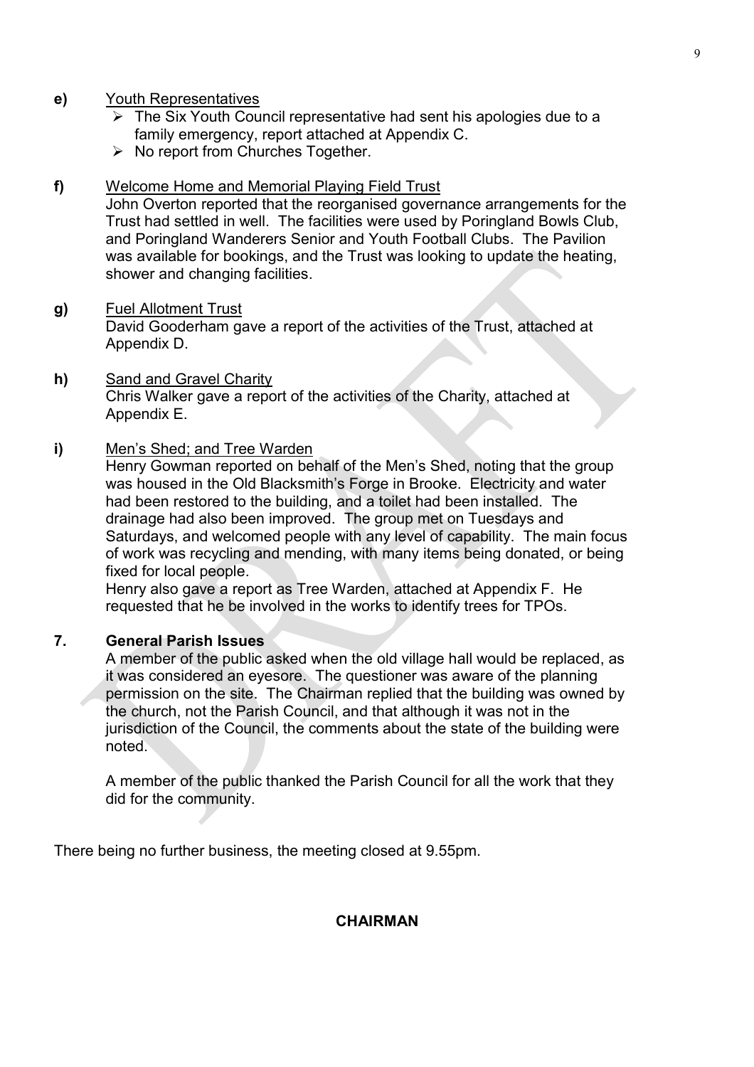**e)** Youth Representatives

- The Six Youth Council representative had sent his apologies due to a family emergency, report attached at Appendix C.
- No report from Churches Together.

**f)** Welcome Home and Memorial Playing Field Trust

John Overton reported that the reorganised governance arrangements for the Trust had settled in well. The facilities were used by Poringland Bowls Club, and Poringland Wanderers Senior and Youth Football Clubs. The Pavilion was available for bookings, and the Trust was looking to update the heating, shower and changing facilities.

**g)** Fuel Allotment Trust

David Gooderham gave a report of the activities of the Trust, attached at Appendix D.

**h)** Sand and Gravel Charity

Chris Walker gave a report of the activities of the Charity, attached at Appendix E.

**i)** Men's Shed; and Tree Warden

Henry Gowman reported on behalf of the Men's Shed, noting that the group was housed in the Old Blacksmith's Forge in Brooke. Electricity and water had been restored to the building, and a toilet had been installed. The drainage had also been improved. The group met on Tuesdays and Saturdays, and welcomed people with any level of capability. The main focus of work was recycling and mending, with many items being donated, or being fixed for local people.

Henry also gave a report as Tree Warden, attached at Appendix F. He requested that he be involved in the works to identify trees for TPOs.

## 7. General Parish Issues

A member of the public asked when the old village hall would be replaced, as it was considered an eyesore. The questioner was aware of the planning permission on the site. The Chairman replied that the building was owned by the church, not the Parish Council, and that although it was not in the jurisdiction of the Council, the comments about the state of the building were noted.

A member of the public thanked the Parish Council for all the work that they did for the community.

There being no further business, the meeting closed at 9.55pm.

**CHAIRMAN**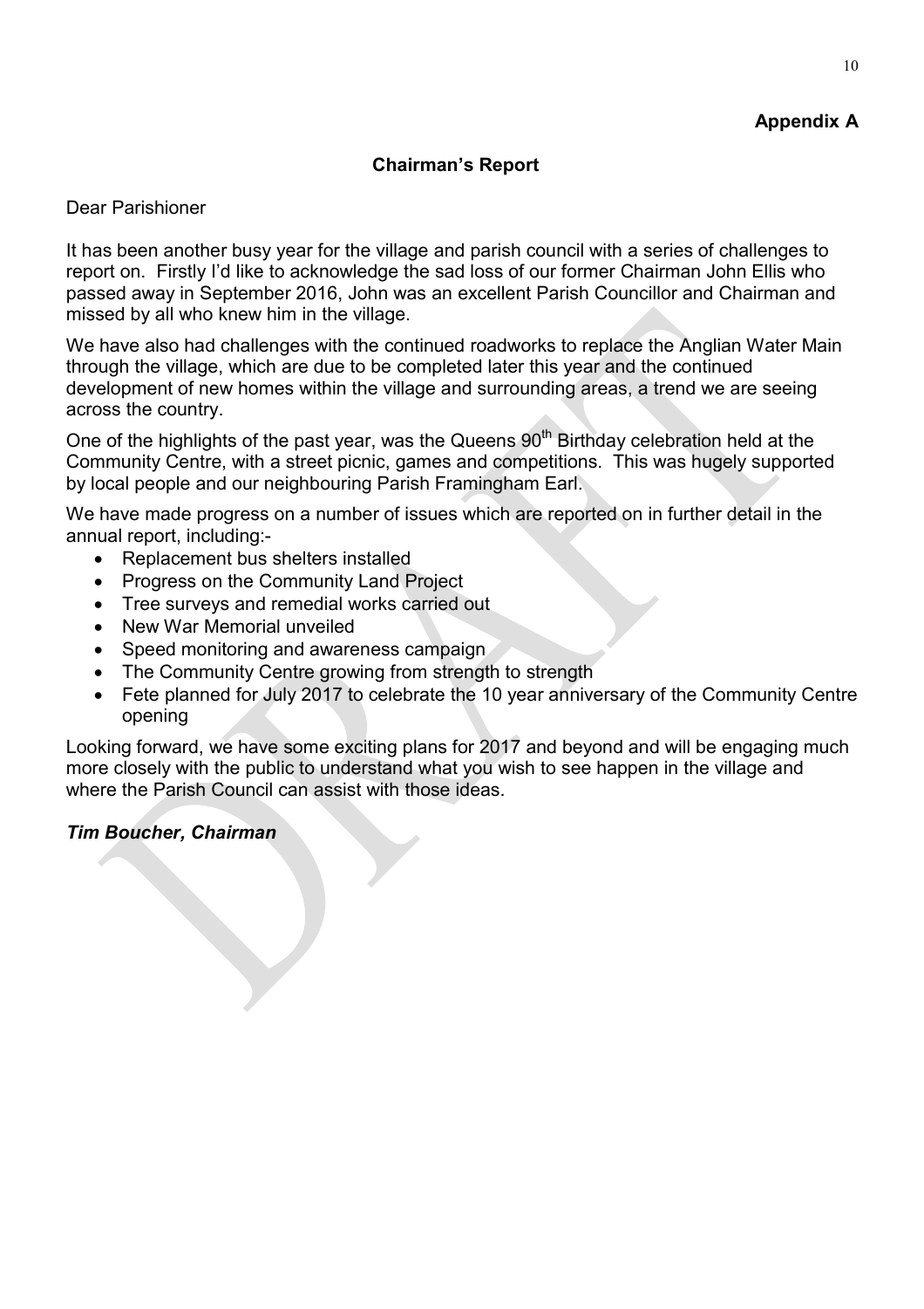**Appendix A**

## Chairman's Report

Dear Parishioner

It has been another busy year for the village and parish council with a series of challenges to report on. Firstly I'd like to acknowledge the sad loss of our former Chairman John Ellis who passed away in September 2016, John was an excellent Parish Councillor and Chairman and missed by all who knew him in the village.

We have also had challenges with the continued roadworks to replace the Anglian Water Main through the village, which are due to be completed later this year and the continued development of new homes within the village and surrounding areas, a trend we are seeing across the country.

One of the highlights of the past year, was the Queens 90th Birthday celebration held at the Community Centre, with a street picnic, games and competitions. This was hugely supported by local people and our neighbouring Parish Framingham Earl.

We have made progress on a number of issues which are reported on in further detail in the annual report, including:-

- Replacement bus shelters installed
- Progress on the Community Land Project
- Tree surveys and remedial works carried out
- New War Memorial unveiled
- Speed monitoring and awareness campaign
- The Community Centre growing from strength to strength
- Fete planned for July 2017 to celebrate the 10 year anniversary of the Community Centre opening

Looking forward, we have some exciting plans for 2017 and beyond and will be engaging much more closely with the public to understand what you wish to see happen in the village and where the Parish Council can assist with those ideas.

***Tim Boucher, Chairman***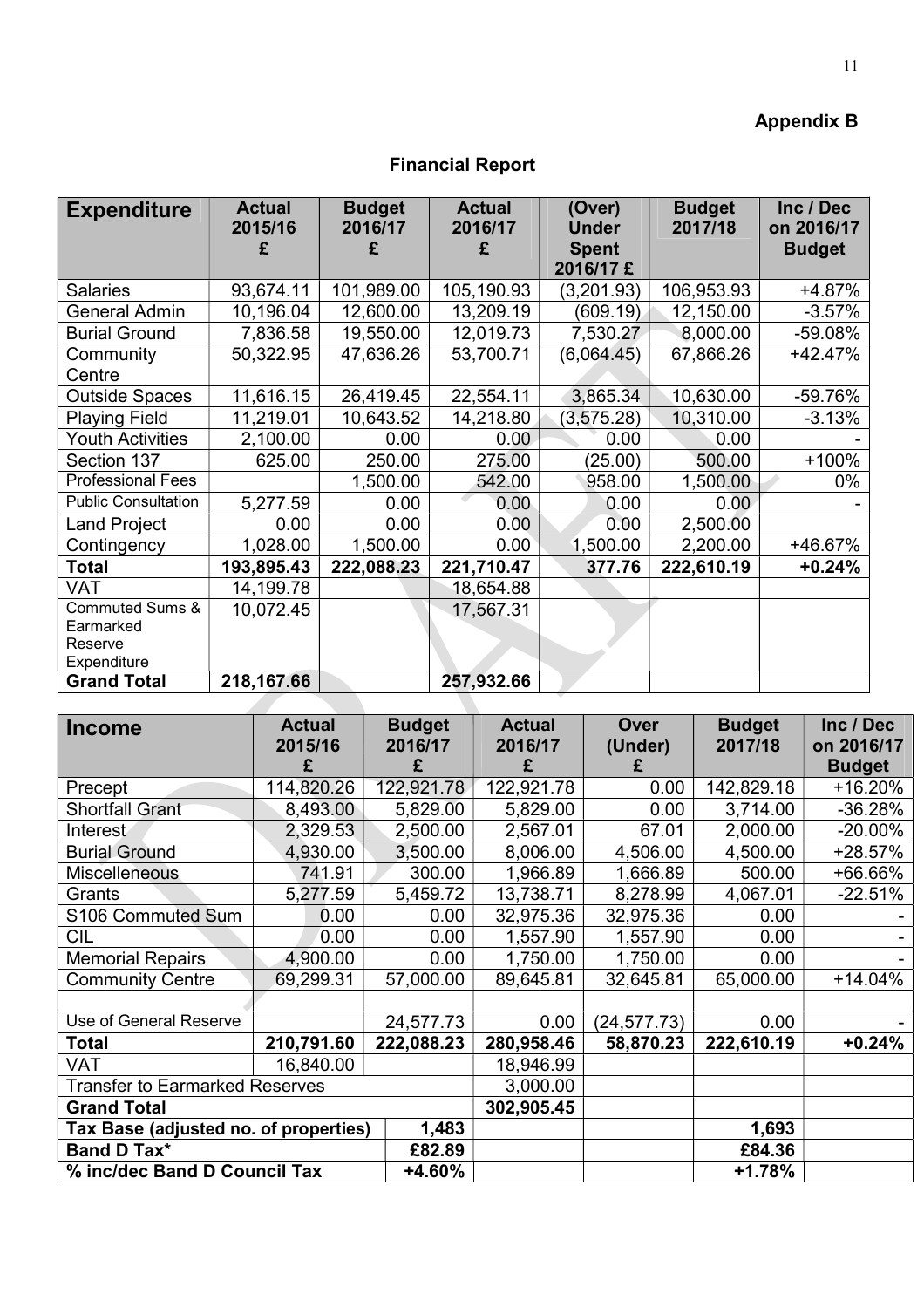**Appendix B**

## Financial Report

| Expenditure | Actual 2015/16 £ | Budget 2016/17 £ | Actual 2016/17 £ | (Over) Under Spent 2016/17 £ | Budget 2017/18 | Inc / Dec on 2016/17 Budget |
|---|---|---|---|---|---|---|
| Salaries | 93,674.11 | 101,989.00 | 105,190.93 | (3,201.93) | 106,953.93 | +4.87% |
| General Admin | 10,196.04 | 12,600.00 | 13,209.19 | (609.19) | 12,150.00 | -3.57% |
| Burial Ground | 7,836.58 | 19,550.00 | 12,019.73 | 7,530.27 | 8,000.00 | -59.08% |
| Community Centre | 50,322.95 | 47,636.26 | 53,700.71 | (6,064.45) | 67,866.26 | +42.47% |
| Outside Spaces | 11,616.15 | 26,419.45 | 22,554.11 | 3,865.34 | 10,630.00 | -59.76% |
| Playing Field | 11,219.01 | 10,643.52 | 14,218.80 | (3,575.28) | 10,310.00 | -3.13% |
| Youth Activities | 2,100.00 | 0.00 | 0.00 | 0.00 | 0.00 | - |
| Section 137 | 625.00 | 250.00 | 275.00 | (25.00) | 500.00 | +100% |
| Professional Fees | | 1,500.00 | 542.00 | 958.00 | 1,500.00 | 0% |
| Public Consultation | 5,277.59 | 0.00 | 0.00 | 0.00 | 0.00 | - |
| Land Project | 0.00 | 0.00 | 0.00 | 0.00 | 2,500.00 | |
| Contingency | 1,028.00 | 1,500.00 | 0.00 | 1,500.00 | 2,200.00 | +46.67% |
| **Total** | **193,895.43** | **222,088.23** | **221,710.47** | **377.76** | **222,610.19** | **+0.24%** |
| VAT | 14,199.78 | | 18,654.88 | | | |
| Commuted Sums & Earmarked Reserve Expenditure | 10,072.45 | | 17,567.31 | | | |
| **Grand Total** | **218,167.66** | | **257,932.66** | | | |

| Income | Actual 2015/16 £ | Budget 2016/17 £ | Actual 2016/17 £ | Over (Under) £ | Budget 2017/18 | Inc / Dec on 2016/17 Budget |
|---|---|---|---|---|---|---|
| Precept | 114,820.26 | 122,921.78 | 122,921.78 | 0.00 | 142,829.18 | +16.20% |
| Shortfall Grant | 8,493.00 | 5,829.00 | 5,829.00 | 0.00 | 3,714.00 | -36.28% |
| Interest | 2,329.53 | 2,500.00 | 2,567.01 | 67.01 | 2,000.00 | -20.00% |
| Burial Ground | 4,930.00 | 3,500.00 | 8,006.00 | 4,506.00 | 4,500.00 | +28.57% |
| Miscelleneous | 741.91 | 300.00 | 1,966.89 | 1,666.89 | 500.00 | +66.66% |
| Grants | 5,277.59 | 5,459.72 | 13,738.71 | 8,278.99 | 4,067.01 | -22.51% |
| S106 Commuted Sum | 0.00 | 0.00 | 32,975.36 | 32,975.36 | 0.00 | - |
| CIL | 0.00 | 0.00 | 1,557.90 | 1,557.90 | 0.00 | - |
| Memorial Repairs | 4,900.00 | 0.00 | 1,750.00 | 1,750.00 | 0.00 | - |
| Community Centre | 69,299.31 | 57,000.00 | 89,645.81 | 32,645.81 | 65,000.00 | +14.04% |
| | | | | | | |
| Use of General Reserve | | 24,577.73 | 0.00 | (24,577.73) | 0.00 | - |
| **Total** | **210,791.60** | **222,088.23** | **280,958.46** | **58,870.23** | **222,610.19** | **+0.24%** |
| VAT | 16,840.00 | | 18,946.99 | | | |
| Transfer to Earmarked Reserves | | | 3,000.00 | | | |
| **Grand Total** | | | **302,905.45** | | | |
| **Tax Base (adjusted no. of properties)** | | **1,483** | | | **1,693** | |
| **Band D Tax*** | | **£82.89** | | | **£84.36** | |
| **% inc/dec Band D Council Tax** | | **+4.60%** | | | **+1.78%** | |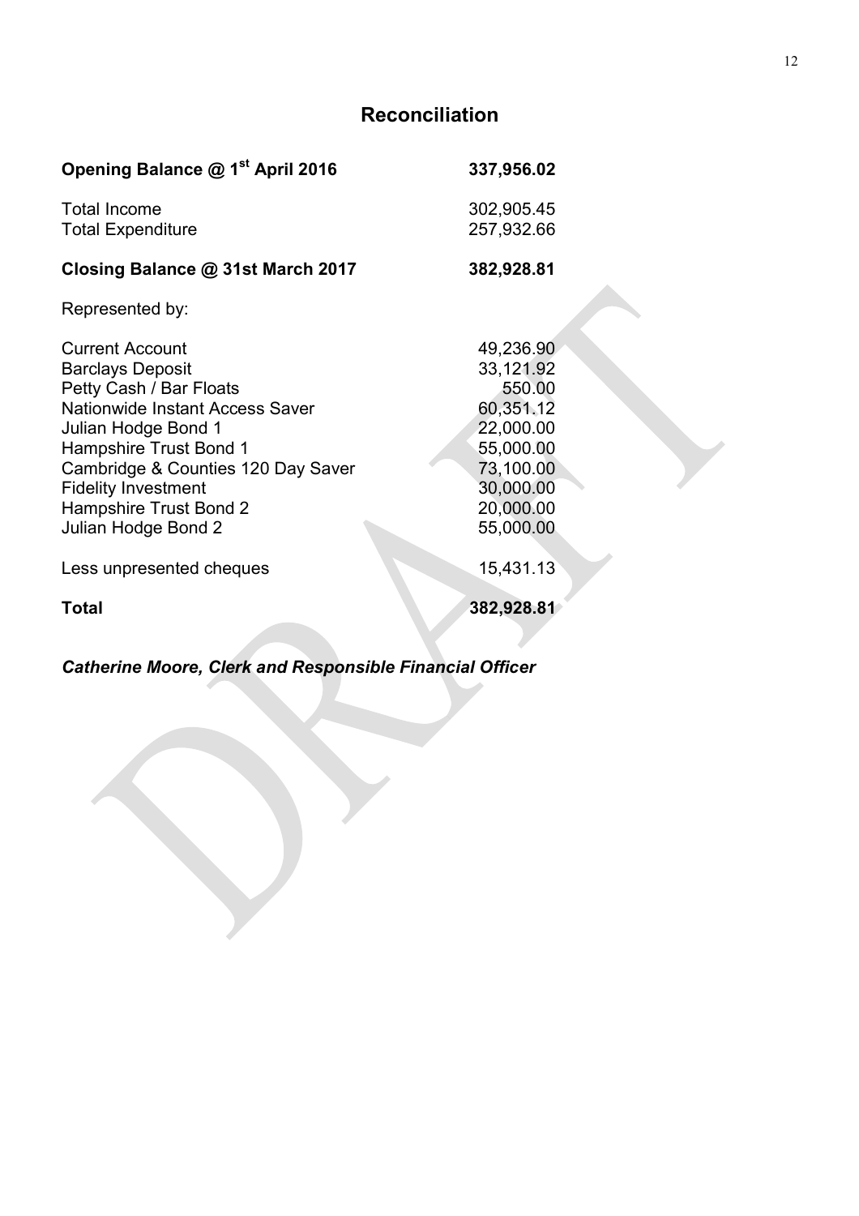## Reconciliation

| | |
|---|---|
| **Opening Balance @ 1st April 2016** | **337,956.02** |
| Total Income | 302,905.45 |
| Total Expenditure | 257,932.66 |
| **Closing Balance @ 31st March 2017** | **382,928.81** |
| Represented by: | |
| Current Account | 49,236.90 |
| Barclays Deposit | 33,121.92 |
| Petty Cash / Bar Floats | 550.00 |
| Nationwide Instant Access Saver | 60,351.12 |
| Julian Hodge Bond 1 | 22,000.00 |
| Hampshire Trust Bond 1 | 55,000.00 |
| Cambridge & Counties 120 Day Saver | 73,100.00 |
| Fidelity Investment | 30,000.00 |
| Hampshire Trust Bond 2 | 20,000.00 |
| Julian Hodge Bond 2 | 55,000.00 |
| Less unpresented cheques | 15,431.13 |
| **Total** | **382,928.81** |

***Catherine Moore, Clerk and Responsible Financial Officer***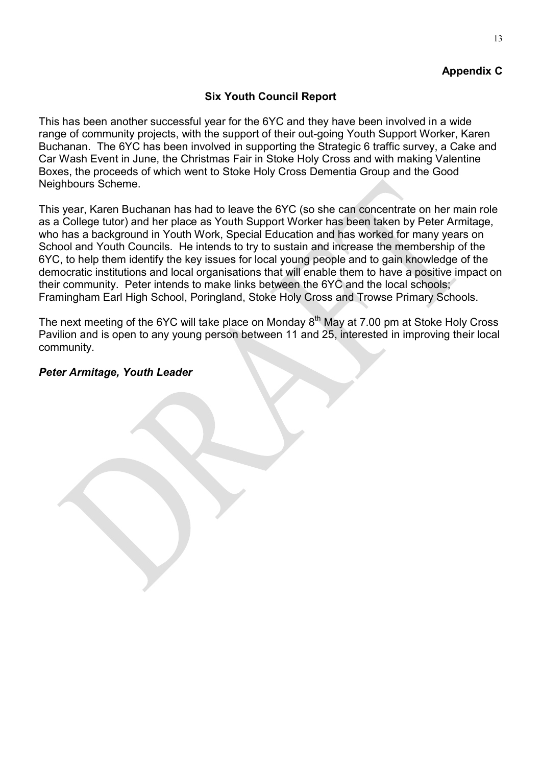**Appendix C**

## Six Youth Council Report

This has been another successful year for the 6YC and they have been involved in a wide range of community projects, with the support of their out-going Youth Support Worker, Karen Buchanan. The 6YC has been involved in supporting the Strategic 6 traffic survey, a Cake and Car Wash Event in June, the Christmas Fair in Stoke Holy Cross and with making Valentine Boxes, the proceeds of which went to Stoke Holy Cross Dementia Group and the Good Neighbours Scheme.

This year, Karen Buchanan has had to leave the 6YC (so she can concentrate on her main role as a College tutor) and her place as Youth Support Worker has been taken by Peter Armitage, who has a background in Youth Work, Special Education and has worked for many years on School and Youth Councils. He intends to try to sustain and increase the membership of the 6YC, to help them identify the key issues for local young people and to gain knowledge of the democratic institutions and local organisations that will enable them to have a positive impact on their community. Peter intends to make links between the 6YC and the local schools; Framingham Earl High School, Poringland, Stoke Holy Cross and Trowse Primary Schools.

The next meeting of the 6YC will take place on Monday 8th May at 7.00 pm at Stoke Holy Cross Pavilion and is open to any young person between 11 and 25, interested in improving their local community.

***Peter Armitage, Youth Leader***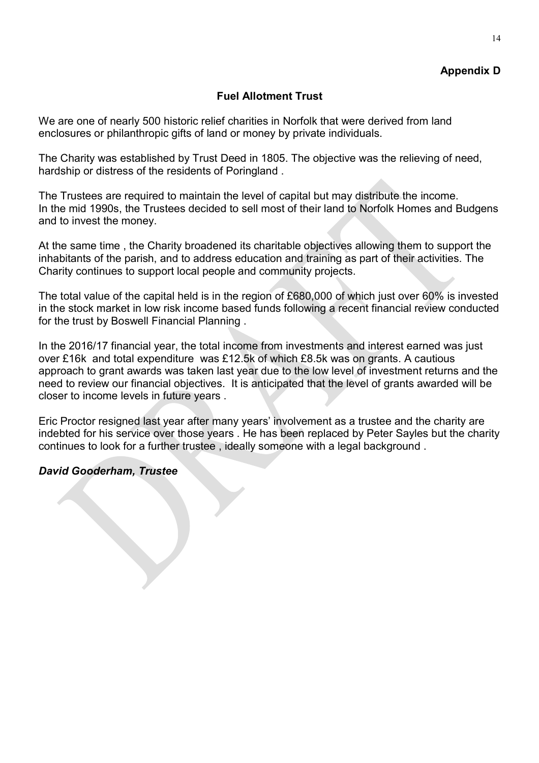**Appendix D**

## Fuel Allotment Trust

We are one of nearly 500 historic relief charities in Norfolk that were derived from land enclosures or philanthropic gifts of land or money by private individuals.

The Charity was established by Trust Deed in 1805. The objective was the relieving of need, hardship or distress of the residents of Poringland .

The Trustees are required to maintain the level of capital but may distribute the income. In the mid 1990s, the Trustees decided to sell most of their land to Norfolk Homes and Budgens and to invest the money.

At the same time , the Charity broadened its charitable objectives allowing them to support the inhabitants of the parish, and to address education and training as part of their activities. The Charity continues to support local people and community projects.

The total value of the capital held is in the region of £680,000 of which just over 60% is invested in the stock market in low risk income based funds following a recent financial review conducted for the trust by Boswell Financial Planning .

In the 2016/17 financial year, the total income from investments and interest earned was just over £16k and total expenditure was £12.5k of which £8.5k was on grants. A cautious approach to grant awards was taken last year due to the low level of investment returns and the need to review our financial objectives. It is anticipated that the level of grants awarded will be closer to income levels in future years .

Eric Proctor resigned last year after many years' involvement as a trustee and the charity are indebted for his service over those years . He has been replaced by Peter Sayles but the charity continues to look for a further trustee , ideally someone with a legal background .

***David Gooderham, Trustee***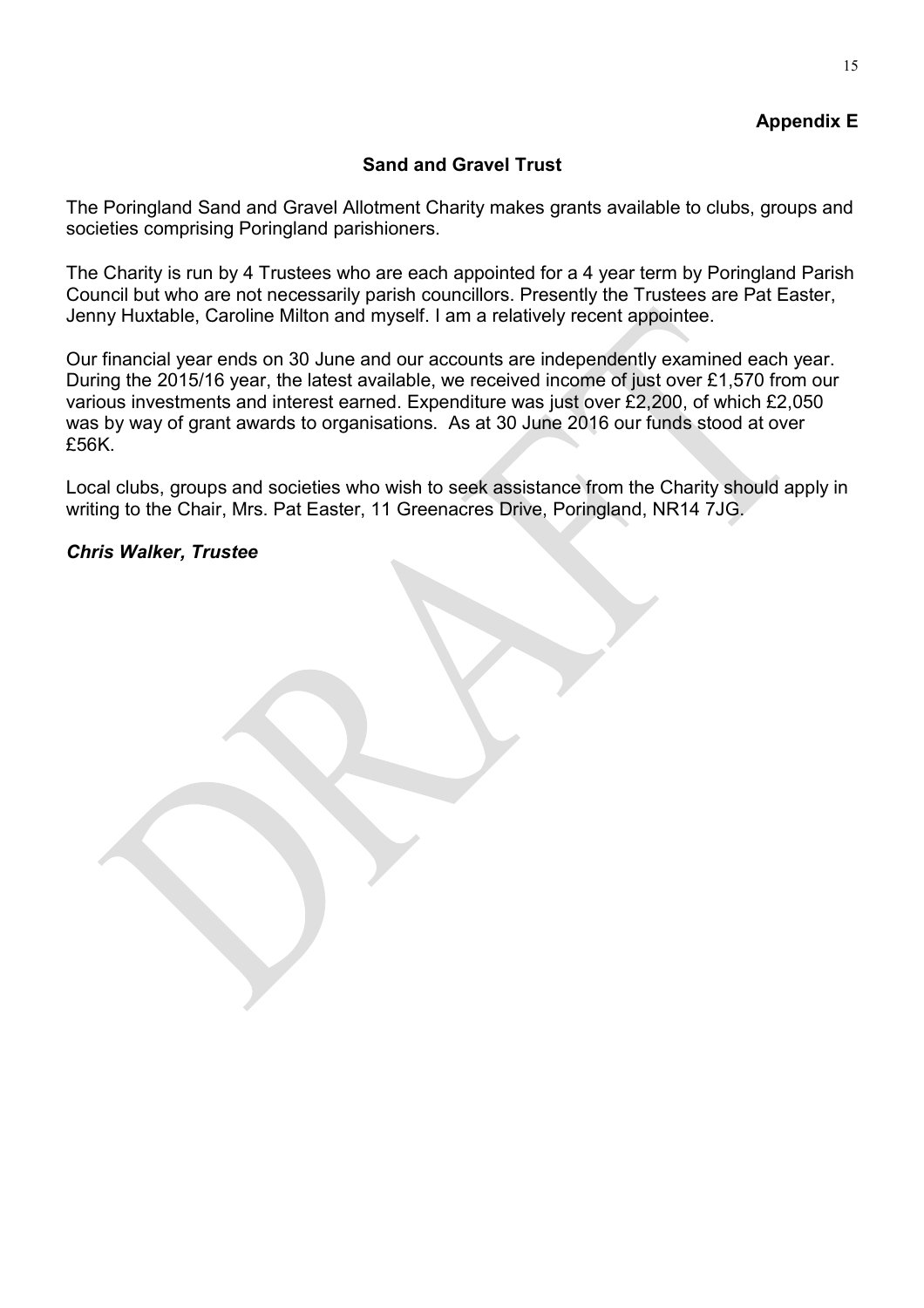**Appendix E**

## Sand and Gravel Trust

The Poringland Sand and Gravel Allotment Charity makes grants available to clubs, groups and societies comprising Poringland parishioners.

The Charity is run by 4 Trustees who are each appointed for a 4 year term by Poringland Parish Council but who are not necessarily parish councillors. Presently the Trustees are Pat Easter, Jenny Huxtable, Caroline Milton and myself. I am a relatively recent appointee.

Our financial year ends on 30 June and our accounts are independently examined each year. During the 2015/16 year, the latest available, we received income of just over £1,570 from our various investments and interest earned. Expenditure was just over £2,200, of which £2,050 was by way of grant awards to organisations. As at 30 June 2016 our funds stood at over £56K.

Local clubs, groups and societies who wish to seek assistance from the Charity should apply in writing to the Chair, Mrs. Pat Easter, 11 Greenacres Drive, Poringland, NR14 7JG.

***Chris Walker, Trustee***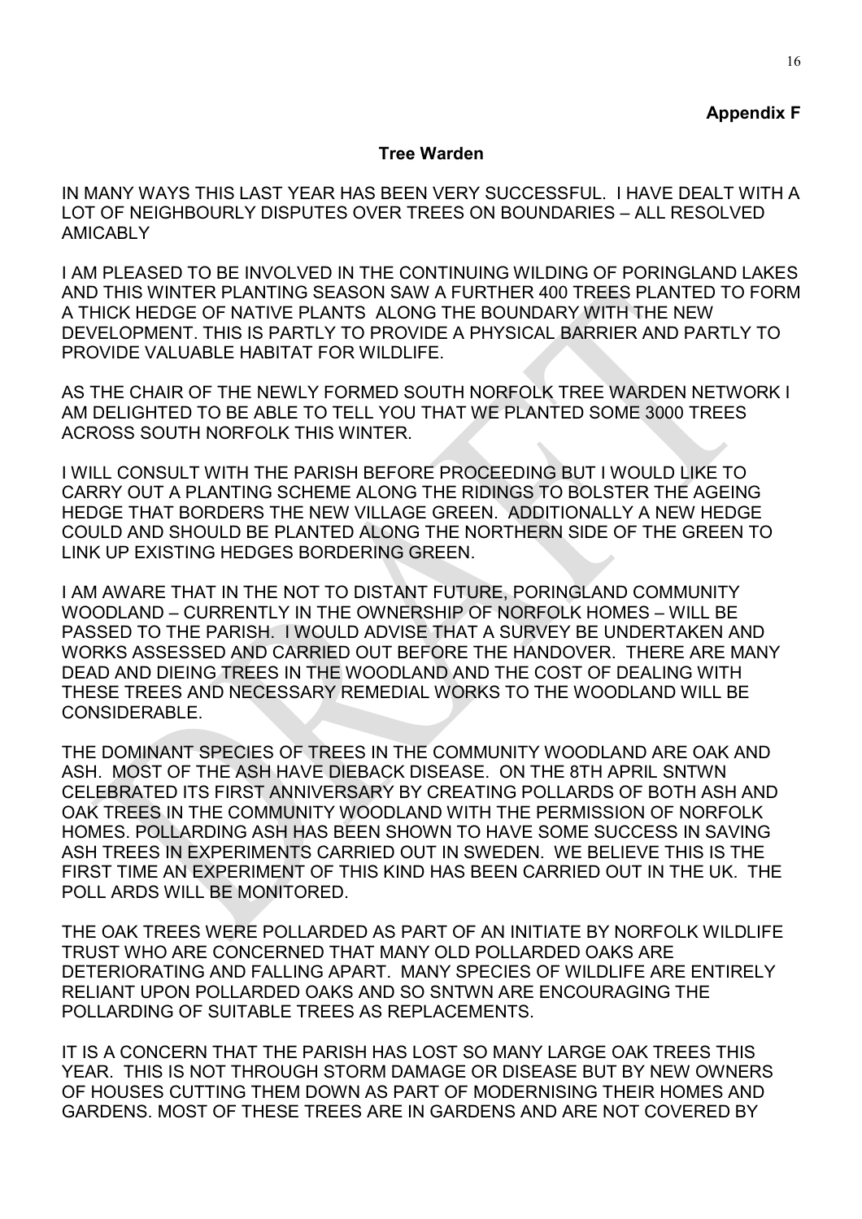**Appendix F**

**Tree Warden**

IN MANY WAYS THIS LAST YEAR HAS BEEN VERY SUCCESSFUL. I HAVE DEALT WITH A LOT OF NEIGHBOURLY DISPUTES OVER TREES ON BOUNDARIES – ALL RESOLVED AMICABLY

I AM PLEASED TO BE INVOLVED IN THE CONTINUING WILDING OF PORINGLAND LAKES AND THIS WINTER PLANTING SEASON SAW A FURTHER 400 TREES PLANTED TO FORM A THICK HEDGE OF NATIVE PLANTS ALONG THE BOUNDARY WITH THE NEW DEVELOPMENT. THIS IS PARTLY TO PROVIDE A PHYSICAL BARRIER AND PARTLY TO PROVIDE VALUABLE HABITAT FOR WILDLIFE.

AS THE CHAIR OF THE NEWLY FORMED SOUTH NORFOLK TREE WARDEN NETWORK I AM DELIGHTED TO BE ABLE TO TELL YOU THAT WE PLANTED SOME 3000 TREES ACROSS SOUTH NORFOLK THIS WINTER.

I WILL CONSULT WITH THE PARISH BEFORE PROCEEDING BUT I WOULD LIKE TO CARRY OUT A PLANTING SCHEME ALONG THE RIDINGS TO BOLSTER THE AGEING HEDGE THAT BORDERS THE NEW VILLAGE GREEN. ADDITIONALLY A NEW HEDGE COULD AND SHOULD BE PLANTED ALONG THE NORTHERN SIDE OF THE GREEN TO LINK UP EXISTING HEDGES BORDERING GREEN.

I AM AWARE THAT IN THE NOT TO DISTANT FUTURE, PORINGLAND COMMUNITY WOODLAND – CURRENTLY IN THE OWNERSHIP OF NORFOLK HOMES – WILL BE PASSED TO THE PARISH. I WOULD ADVISE THAT A SURVEY BE UNDERTAKEN AND WORKS ASSESSED AND CARRIED OUT BEFORE THE HANDOVER. THERE ARE MANY DEAD AND DIEING TREES IN THE WOODLAND AND THE COST OF DEALING WITH THESE TREES AND NECESSARY REMEDIAL WORKS TO THE WOODLAND WILL BE CONSIDERABLE.

THE DOMINANT SPECIES OF TREES IN THE COMMUNITY WOODLAND ARE OAK AND ASH. MOST OF THE ASH HAVE DIEBACK DISEASE. ON THE 8TH APRIL SNTWN CELEBRATED ITS FIRST ANNIVERSARY BY CREATING POLLARDS OF BOTH ASH AND OAK TREES IN THE COMMUNITY WOODLAND WITH THE PERMISSION OF NORFOLK HOMES. POLLARDING ASH HAS BEEN SHOWN TO HAVE SOME SUCCESS IN SAVING ASH TREES IN EXPERIMENTS CARRIED OUT IN SWEDEN. WE BELIEVE THIS IS THE FIRST TIME AN EXPERIMENT OF THIS KIND HAS BEEN CARRIED OUT IN THE UK. THE POLL ARDS WILL BE MONITORED.

THE OAK TREES WERE POLLARDED AS PART OF AN INITIATE BY NORFOLK WILDLIFE TRUST WHO ARE CONCERNED THAT MANY OLD POLLARDED OAKS ARE DETERIORATING AND FALLING APART. MANY SPECIES OF WILDLIFE ARE ENTIRELY RELIANT UPON POLLARDED OAKS AND SO SNTWN ARE ENCOURAGING THE POLLARDING OF SUITABLE TREES AS REPLACEMENTS.

IT IS A CONCERN THAT THE PARISH HAS LOST SO MANY LARGE OAK TREES THIS YEAR. THIS IS NOT THROUGH STORM DAMAGE OR DISEASE BUT BY NEW OWNERS OF HOUSES CUTTING THEM DOWN AS PART OF MODERNISING THEIR HOMES AND GARDENS. MOST OF THESE TREES ARE IN GARDENS AND ARE NOT COVERED BY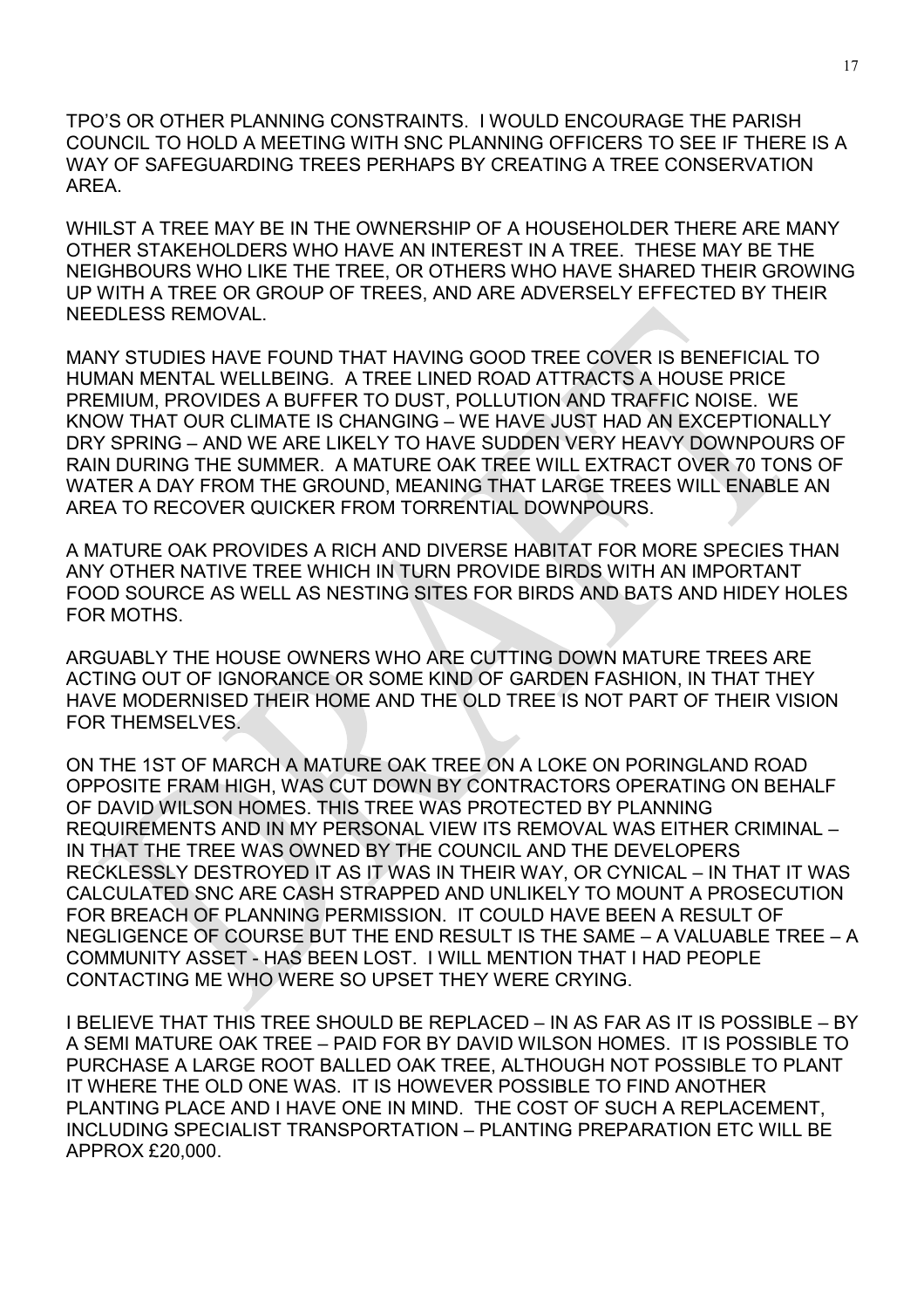TPO'S OR OTHER PLANNING CONSTRAINTS. I WOULD ENCOURAGE THE PARISH COUNCIL TO HOLD A MEETING WITH SNC PLANNING OFFICERS TO SEE IF THERE IS A WAY OF SAFEGUARDING TREES PERHAPS BY CREATING A TREE CONSERVATION AREA.

WHILST A TREE MAY BE IN THE OWNERSHIP OF A HOUSEHOLDER THERE ARE MANY OTHER STAKEHOLDERS WHO HAVE AN INTEREST IN A TREE. THESE MAY BE THE NEIGHBOURS WHO LIKE THE TREE, OR OTHERS WHO HAVE SHARED THEIR GROWING UP WITH A TREE OR GROUP OF TREES, AND ARE ADVERSELY EFFECTED BY THEIR NEEDLESS REMOVAL.

MANY STUDIES HAVE FOUND THAT HAVING GOOD TREE COVER IS BENEFICIAL TO HUMAN MENTAL WELLBEING. A TREE LINED ROAD ATTRACTS A HOUSE PRICE PREMIUM, PROVIDES A BUFFER TO DUST, POLLUTION AND TRAFFIC NOISE. WE KNOW THAT OUR CLIMATE IS CHANGING – WE HAVE JUST HAD AN EXCEPTIONALLY DRY SPRING – AND WE ARE LIKELY TO HAVE SUDDEN VERY HEAVY DOWNPOURS OF RAIN DURING THE SUMMER. A MATURE OAK TREE WILL EXTRACT OVER 70 TONS OF WATER A DAY FROM THE GROUND, MEANING THAT LARGE TREES WILL ENABLE AN AREA TO RECOVER QUICKER FROM TORRENTIAL DOWNPOURS.

A MATURE OAK PROVIDES A RICH AND DIVERSE HABITAT FOR MORE SPECIES THAN ANY OTHER NATIVE TREE WHICH IN TURN PROVIDE BIRDS WITH AN IMPORTANT FOOD SOURCE AS WELL AS NESTING SITES FOR BIRDS AND BATS AND HIDEY HOLES FOR MOTHS.

ARGUABLY THE HOUSE OWNERS WHO ARE CUTTING DOWN MATURE TREES ARE ACTING OUT OF IGNORANCE OR SOME KIND OF GARDEN FASHION, IN THAT THEY HAVE MODERNISED THEIR HOME AND THE OLD TREE IS NOT PART OF THEIR VISION FOR THEMSELVES.

ON THE 1ST OF MARCH A MATURE OAK TREE ON A LOKE ON PORINGLAND ROAD OPPOSITE FRAM HIGH, WAS CUT DOWN BY CONTRACTORS OPERATING ON BEHALF OF DAVID WILSON HOMES. THIS TREE WAS PROTECTED BY PLANNING REQUIREMENTS AND IN MY PERSONAL VIEW ITS REMOVAL WAS EITHER CRIMINAL – IN THAT THE TREE WAS OWNED BY THE COUNCIL AND THE DEVELOPERS RECKLESSLY DESTROYED IT AS IT WAS IN THEIR WAY, OR CYNICAL – IN THAT IT WAS CALCULATED SNC ARE CASH STRAPPED AND UNLIKELY TO MOUNT A PROSECUTION FOR BREACH OF PLANNING PERMISSION. IT COULD HAVE BEEN A RESULT OF NEGLIGENCE OF COURSE BUT THE END RESULT IS THE SAME – A VALUABLE TREE – A COMMUNITY ASSET - HAS BEEN LOST. I WILL MENTION THAT I HAD PEOPLE CONTACTING ME WHO WERE SO UPSET THEY WERE CRYING.

I BELIEVE THAT THIS TREE SHOULD BE REPLACED – IN AS FAR AS IT IS POSSIBLE – BY A SEMI MATURE OAK TREE – PAID FOR BY DAVID WILSON HOMES. IT IS POSSIBLE TO PURCHASE A LARGE ROOT BALLED OAK TREE, ALTHOUGH NOT POSSIBLE TO PLANT IT WHERE THE OLD ONE WAS. IT IS HOWEVER POSSIBLE TO FIND ANOTHER PLANTING PLACE AND I HAVE ONE IN MIND. THE COST OF SUCH A REPLACEMENT, INCLUDING SPECIALIST TRANSPORTATION – PLANTING PREPARATION ETC WILL BE APPROX £20,000.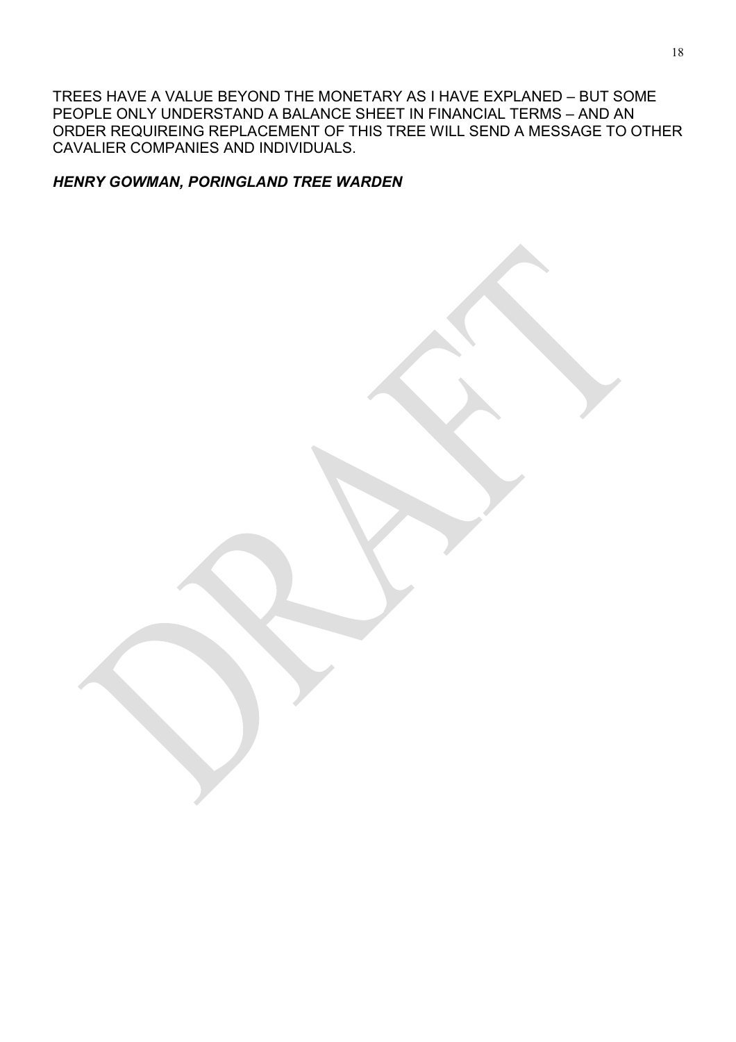TREES HAVE A VALUE BEYOND THE MONETARY AS I HAVE EXPLANED – BUT SOME PEOPLE ONLY UNDERSTAND A BALANCE SHEET IN FINANCIAL TERMS – AND AN ORDER REQUIREING REPLACEMENT OF THIS TREE WILL SEND A MESSAGE TO OTHER CAVALIER COMPANIES AND INDIVIDUALS.

***HENRY GOWMAN, PORINGLAND TREE WARDEN***